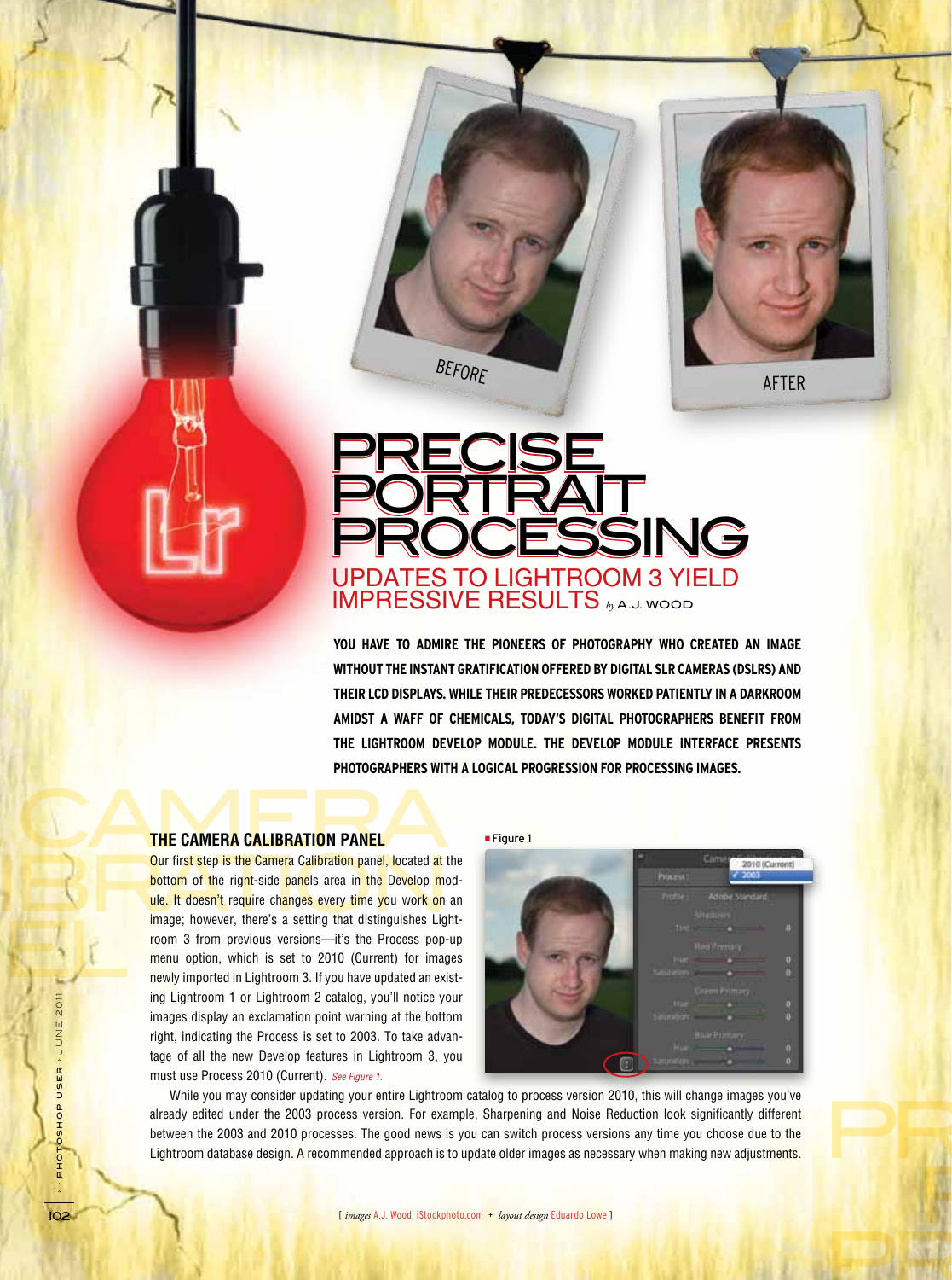# PRECISE PORTRAIT PROCESSING

## UPDATES TO LIGHTROOM 3 YIELD IMPRESSIVE RESULTS *by* A.J. WOOD

**YOU HAVE TO ADMIRE THE PIONEERS OF PHOTOGRAPHY WHO CREATED AN IMAGE WITHOUT THE INSTANT GRATIFICATION OFFERED BY DIGITAL SLR CAMERAS (DSLRS) AND THEIR LCD DISPLAYS. WHILE THEIR PREDECESSORS WORKED PATIENTLY IN A DARKROOM AMIDST A WAFF OF CHEMICALS, TODAY'S DIGITAL PHOTOGRAPHERS BENEFIT FROM THE LIGHTROOM DEVELOP MODULE. THE DEVELOP MODULE INTERFACE PRESENTS PHOTOGRAPHERS WITH A LOGICAL PROGRESSION FOR PROCESSING IMAGES.**

### THE CAMERA CALIBRATION PANEL

Our first step is the Camera Calibration panel, located at the bottom of the right-side panels area in the Develop module. It doesn't require changes every time you work on an image; however, there's a setting that distinguishes Lightroom 3 from previous versions—it's the Process pop-up menu option, which is set to 2010 (Current) for images newly imported in Lightroom 3. If you have updated an existing Lightroom 1 or Lightroom 2 catalog, you'll notice your images display an exclamation point warning at the bottom right, indicating the Process is set to 2003. To take advantage of all the new Develop features in Lightroom 3, you must use Process 2010 (Current). *See Figure 1.*

Figure 1

While you may consider updating your entire Lightroom catalog to process version 2010, this will change images you've already edited under the 2003 process version. For example, Sharpening and Noise Reduction look significantly different between the 2003 and 2010 processes. The good news is you can switch process versions any time you choose due to the Lightroom database design. A recommended approach is to update older images as necessary when making new adjustments.

[ *images* A.J. Wood; iStockphoto.com + *layout design* Eduardo Lowe ]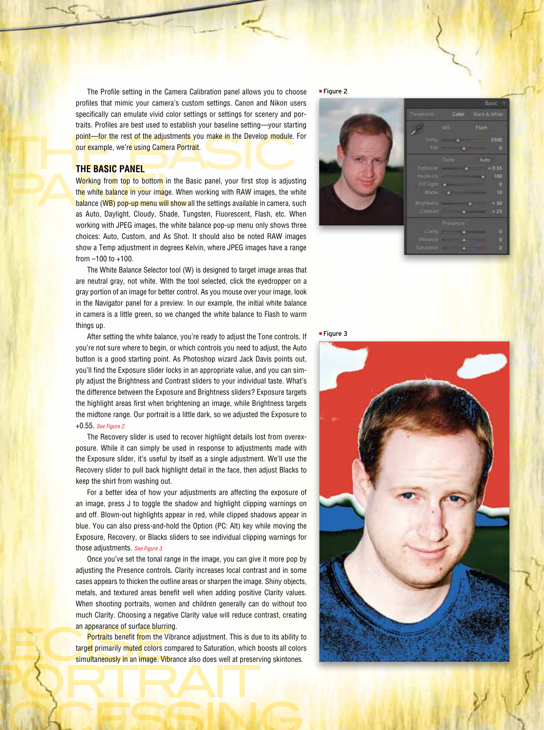The Profile setting in the Camera Calibration panel allows you to choose profiles that mimic your camera's custom settings. Canon and Nikon users specifically can emulate vivid color settings or settings for scenery and portraits. Profiles are best used to establish your baseline setting—your starting point—for the rest of the adjustments you make in the Develop module. For our example, we're using Camera Portrait.

## THE BASIC PANEL

Working from top to bottom in the Basic panel, your first stop is adjusting the white balance in your image. When working with RAW images, the white balance (WB) pop-up menu will show all the settings available in camera, such as Auto, Daylight, Cloudy, Shade, Tungsten, Fluorescent, Flash, etc. When working with JPEG images, the white balance pop-up menu only shows three choices: Auto, Custom, and As Shot. It should also be noted RAW images show a Temp adjustment in degrees Kelvin, where JPEG images have a range from –100 to +100.

The White Balance Selector tool (W) is designed to target image areas that are neutral gray, not white. With the tool selected, click the eyedropper on a gray portion of an image for better control. As you mouse over your image, look in the Navigator panel for a preview. In our example, the initial white balance in camera is a little green, so we changed the white balance to Flash to warm things up.

After setting the white balance, you're ready to adjust the Tone controls. If you're not sure where to begin, or which controls you need to adjust, the Auto button is a good starting point. As Photoshop wizard Jack Davis points out, you'll find the Exposure slider locks in an appropriate value, and you can simply adjust the Brightness and Contrast sliders to your individual taste. What's the difference between the Exposure and Brightness sliders? Exposure targets the highlight areas first when brightening an image, while Brightness targets the midtone range. Our portrait is a little dark, so we adjusted the Exposure to +0.55. *See Figure 2.*

The Recovery slider is used to recover highlight details lost from overexposure. While it can simply be used in response to adjustments made with the Exposure slider, it's useful by itself as a single adjustment. We'll use the Recovery slider to pull back highlight detail in the face, then adjust Blacks to keep the shirt from washing out.

For a better idea of how your adjustments are affecting the exposure of an image, press J to toggle the shadow and highlight clipping warnings on and off. Blown-out highlights appear in red, while clipped shadows appear in blue. You can also press-and-hold the Option (PC: Alt) key while moving the Exposure, Recovery, or Blacks sliders to see individual clipping warnings for those adjustments. *See Figure 3.*

Once you've set the tonal range in the image, you can give it more pop by adjusting the Presence controls. Clarity increases local contrast and in some cases appears to thicken the outline areas or sharpen the image. Shiny objects, metals, and textured areas benefit well when adding positive Clarity values. When shooting portraits, women and children generally can do without too much Clarity. Choosing a negative Clarity value will reduce contrast, creating an appearance of surface blurring.

Portraits benefit from the Vibrance adjustment. This is due to its ability to target primarily muted colors compared to Saturation, which boosts all colors simultaneously in an image. Vibrance also does well at preserving skintones.

Figure 2

Figure 3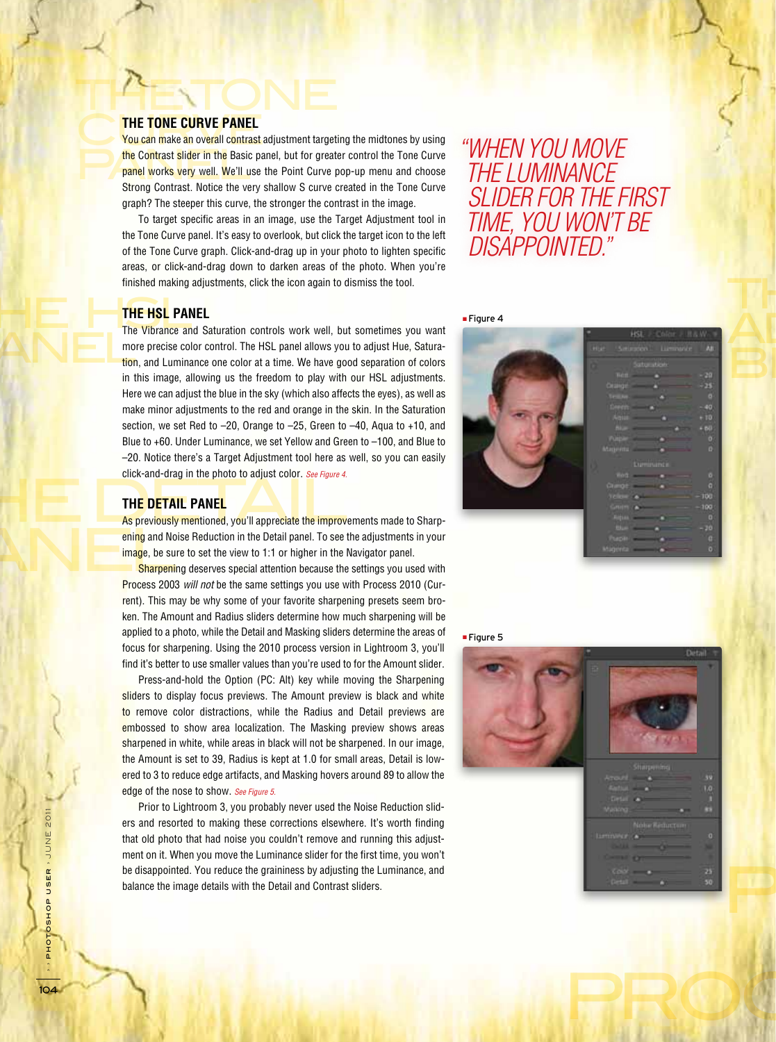### THE TONE CURVE PANEL

You can make an overall contrast adjustment targeting the midtones by using the Contrast slider in the Basic panel, but for greater control the Tone Curve panel works very well. We'll use the Point Curve pop-up menu and choose Strong Contrast. Notice the very shallow S curve created in the Tone Curve graph? The steeper this curve, the stronger the contrast in the image.

To target specific areas in an image, use the Target Adjustment tool in the Tone Curve panel. It's easy to overlook, but click the target icon to the left of the Tone Curve graph. Click-and-drag up in your photo to lighten specific areas, or click-and-drag down to darken areas of the photo. When you're finished making adjustments, click the icon again to dismiss the tool.

### THE HSL PANEL

The Vibrance and Saturation controls work well, but sometimes you want more precise color control. The HSL panel allows you to adjust Hue, Saturation, and Luminance one color at a time. We have good separation of colors in this image, allowing us the freedom to play with our HSL adjustments. Here we can adjust the blue in the sky (which also affects the eyes), as well as make minor adjustments to the red and orange in the skin. In the Saturation section, we set Red to –20, Orange to –25, Green to –40, Aqua to +10, and Blue to +60. Under Luminance, we set Yellow and Green to –100, and Blue to –20. Notice there's a Target Adjustment tool here as well, so you can easily click-and-drag in the photo to adjust color. *See Figure 4.*

### THE DETAIL PANEL

As previously mentioned, you'll appreciate the improvements made to Sharpening and Noise Reduction in the Detail panel. To see the adjustments in your image, be sure to set the view to 1:1 or higher in the Navigator panel.

Sharpening deserves special attention because the settings you used with Process 2003 *will not* be the same settings you use with Process 2010 (Current). This may be why some of your favorite sharpening presets seem broken. The Amount and Radius sliders determine how much sharpening will be applied to a photo, while the Detail and Masking sliders determine the areas of focus for sharpening. Using the 2010 process version in Lightroom 3, you'll find it's better to use smaller values than you're used to for the Amount slider.

Press-and-hold the Option (PC: Alt) key while moving the Sharpening sliders to display focus previews. The Amount preview is black and white to remove color distractions, while the Radius and Detail previews are embossed to show area localization. The Masking preview shows areas sharpened in white, while areas in black will not be sharpened. In our image, the Amount is set to 39, Radius is kept at 1.0 for small areas, Detail is lowered to 3 to reduce edge artifacts, and Masking hovers around 89 to allow the edge of the nose to show. *See Figure 5.*

Prior to Lightroom 3, you probably never used the Noise Reduction sliders and resorted to making these corrections elsewhere. It's worth finding that old photo that had noise you couldn't remove and running this adjustment on it. When you move the Luminance slider for the first time, you won't be disappointed. You reduce the graininess by adjusting the Luminance, and balance the image details with the Detail and Contrast sliders.

*"WHEN YOU MOVE THE LUMINANCE SLIDER FOR THE FIRST TIME, YOU WON'T BE DISAPPOINTED."*

Figure 4

Figure 5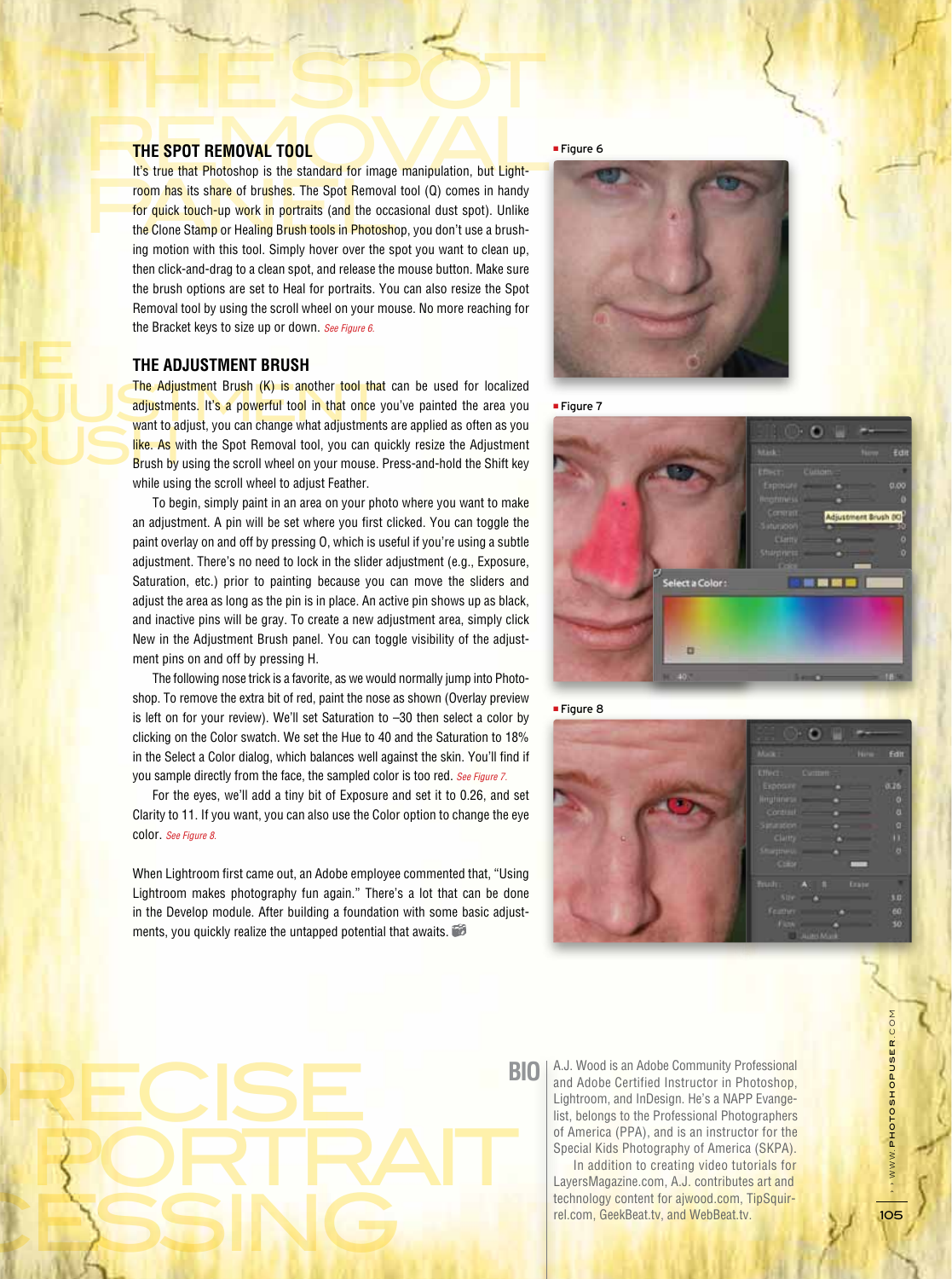## THE SPOT REMOVAL TOOL

It's true that Photoshop is the standard for image manipulation, but Lightroom has its share of brushes. The Spot Removal tool (Q) comes in handy for quick touch-up work in portraits (and the occasional dust spot). Unlike the Clone Stamp or Healing Brush tools in Photoshop, you don't use a brushing motion with this tool. Simply hover over the spot you want to clean up, then click-and-drag to a clean spot, and release the mouse button. Make sure the brush options are set to Heal for portraits. You can also resize the Spot Removal tool by using the scroll wheel on your mouse. No more reaching for the Bracket keys to size up or down. *See Figure 6.*

## THE ADJUSTMENT BRUSH

The Adjustment Brush (K) is another tool that can be used for localized adjustments. It's a powerful tool in that once you've painted the area you want to adjust, you can change what adjustments are applied as often as you like. As with the Spot Removal tool, you can quickly resize the Adjustment Brush by using the scroll wheel on your mouse. Press-and-hold the Shift key while using the scroll wheel to adjust Feather.

To begin, simply paint in an area on your photo where you want to make an adjustment. A pin will be set where you first clicked. You can toggle the paint overlay on and off by pressing O, which is useful if you're using a subtle adjustment. There's no need to lock in the slider adjustment (e.g., Exposure, Saturation, etc.) prior to painting because you can move the sliders and adjust the area as long as the pin is in place. An active pin shows up as black, and inactive pins will be gray. To create a new adjustment area, simply click New in the Adjustment Brush panel. You can toggle visibility of the adjustment pins on and off by pressing H.

The following nose trick is a favorite, as we would normally jump into Photoshop. To remove the extra bit of red, paint the nose as shown (Overlay preview is left on for your review). We'll set Saturation to –30 then select a color by clicking on the Color swatch. We set the Hue to 40 and the Saturation to 18% in the Select a Color dialog, which balances well against the skin. You'll find if you sample directly from the face, the sampled color is too red. *See Figure 7.*

For the eyes, we'll add a tiny bit of Exposure and set it to 0.26, and set Clarity to 11. If you want, you can also use the Color option to change the eye color. *See Figure 8.*

When Lightroom first came out, an Adobe employee commented that, "Using Lightroom makes photography fun again." There's a lot that can be done in the Develop module. After building a foundation with some basic adjustments, you quickly realize the untapped potential that awaits.

Figure 6

Figure 7

Figure 8

**BIO** A.J. Wood is an Adobe Community Professional and Adobe Certified Instructor in Photoshop, Lightroom, and InDesign. He's a NAPP Evangelist, belongs to the Professional Photographers of America (PPA), and is an instructor for the Special Kids Photography of America (SKPA).

In addition to creating video tutorials for LayersMagazine.com, A.J. contributes art and technology content for ajwood.com, TipSquirrel.com, GeekBeat.tv, and WebBeat.tv.